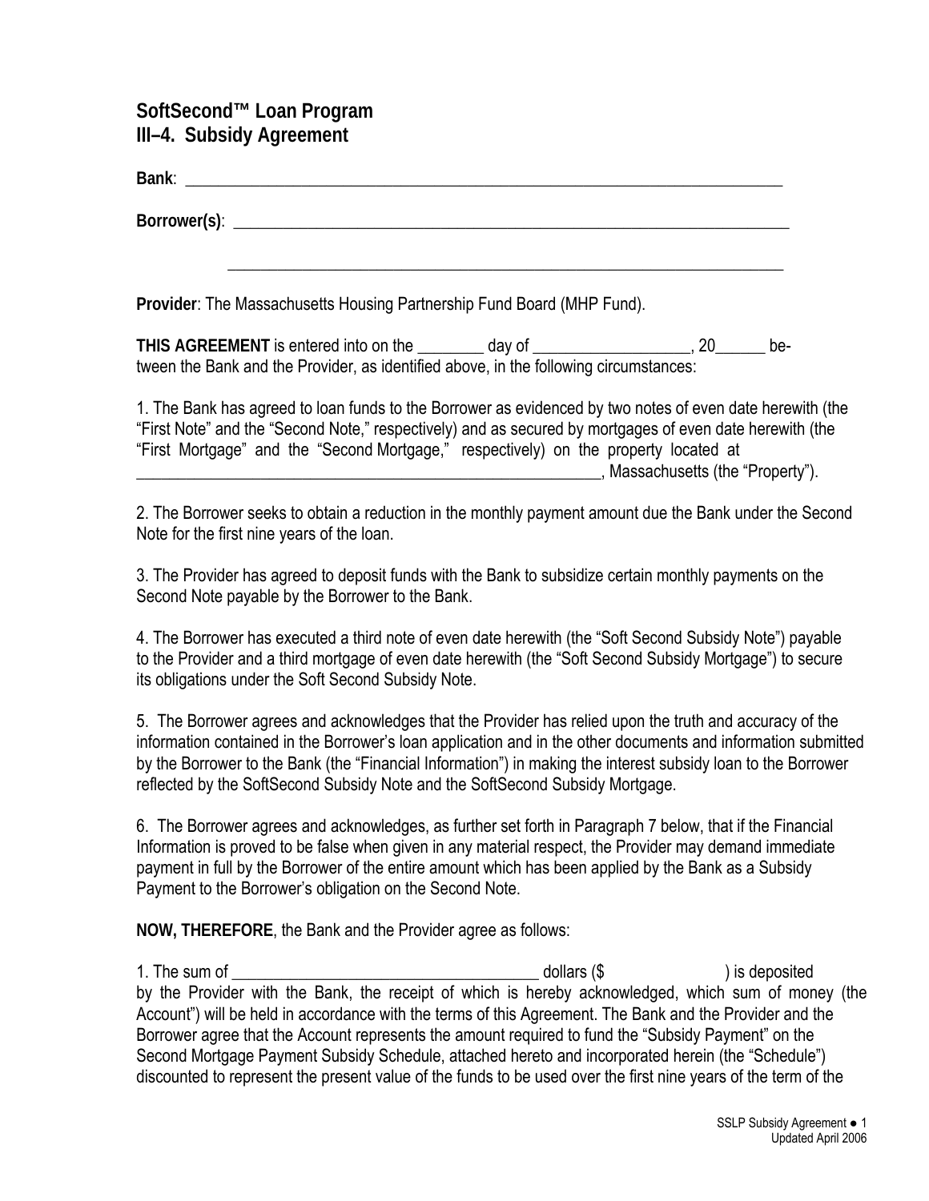# SoftSecond™ Loan Program
## III–4. Subsidy Agreement

**Bank**: ___________________________________________________________________________

**Borrower(s)**: ______________________________________________________________________

_______________________________________________________________________

**Provider**: The Massachusetts Housing Partnership Fund Board (MHP Fund).

**THIS AGREEMENT** is entered into on the ________ day of ___________________, 20______ between the Bank and the Provider, as identified above, in the following circumstances:

1. The Bank has agreed to loan funds to the Borrower as evidenced by two notes of even date herewith (the "First Note" and the "Second Note," respectively) and as secured by mortgages of even date herewith (the "First Mortgage" and the "Second Mortgage," respectively) on the property located at ____________________________________________________________, Massachusetts (the "Property").

2. The Borrower seeks to obtain a reduction in the monthly payment amount due the Bank under the Second Note for the first nine years of the loan.

3. The Provider has agreed to deposit funds with the Bank to subsidize certain monthly payments on the Second Note payable by the Borrower to the Bank.

4. The Borrower has executed a third note of even date herewith (the "Soft Second Subsidy Note") payable to the Provider and a third mortgage of even date herewith (the "Soft Second Subsidy Mortgage") to secure its obligations under the Soft Second Subsidy Note.

5. The Borrower agrees and acknowledges that the Provider has relied upon the truth and accuracy of the information contained in the Borrower's loan application and in the other documents and information submitted by the Borrower to the Bank (the "Financial Information") in making the interest subsidy loan to the Borrower reflected by the SoftSecond Subsidy Note and the SoftSecond Subsidy Mortgage.

6. The Borrower agrees and acknowledges, as further set forth in Paragraph 7 below, that if the Financial Information is proved to be false when given in any material respect, the Provider may demand immediate payment in full by the Borrower of the entire amount which has been applied by the Bank as a Subsidy Payment to the Borrower's obligation on the Second Note.

**NOW, THEREFORE**, the Bank and the Provider agree as follows:

1. The sum of ______________________________________ dollars ($                    ) is deposited by the Provider with the Bank, the receipt of which is hereby acknowledged, which sum of money (the Account") will be held in accordance with the terms of this Agreement. The Bank and the Provider and the Borrower agree that the Account represents the amount required to fund the "Subsidy Payment" on the Second Mortgage Payment Subsidy Schedule, attached hereto and incorporated herein (the "Schedule") discounted to represent the present value of the funds to be used over the first nine years of the term of the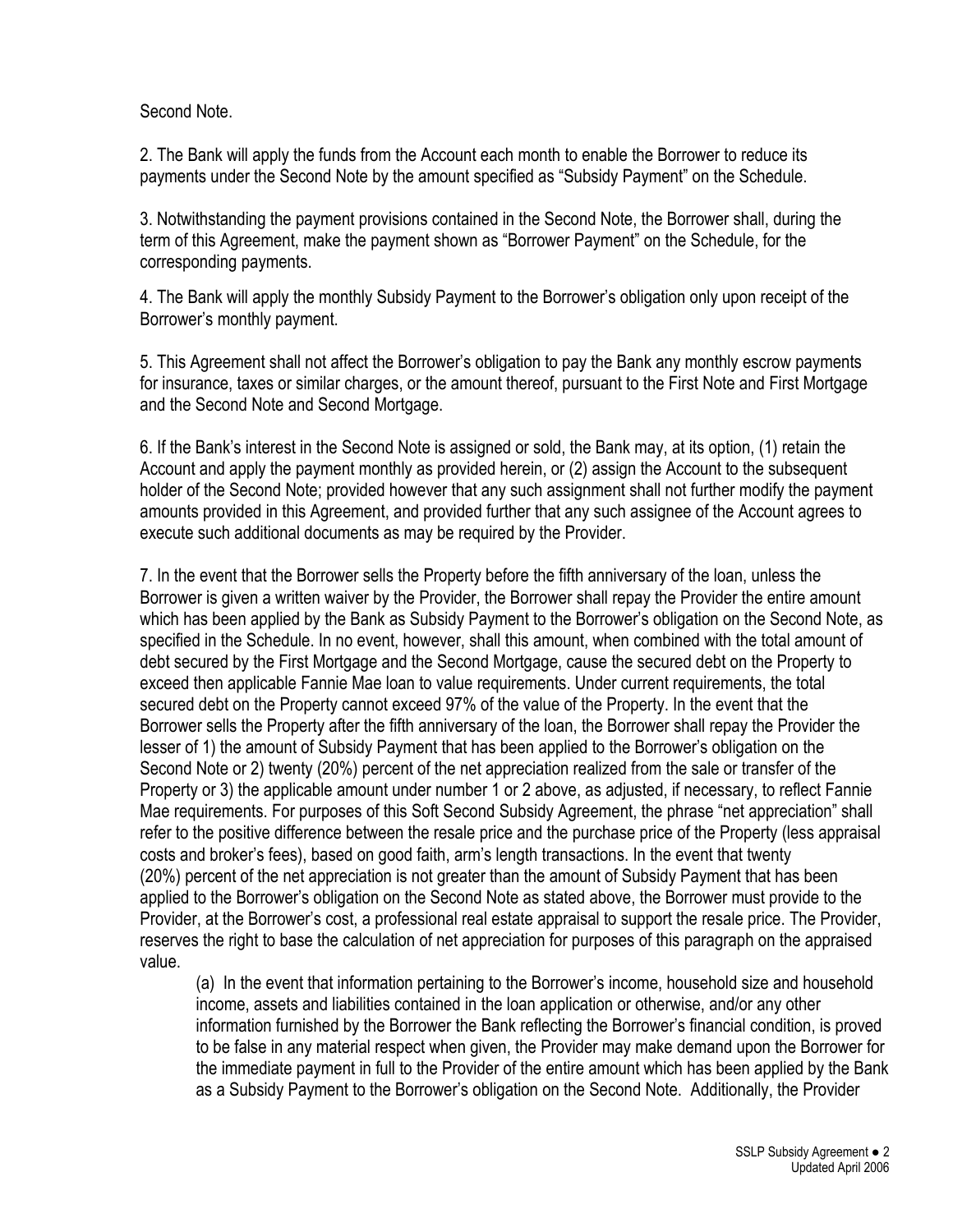Second Note.

2. The Bank will apply the funds from the Account each month to enable the Borrower to reduce its payments under the Second Note by the amount specified as "Subsidy Payment" on the Schedule.

3. Notwithstanding the payment provisions contained in the Second Note, the Borrower shall, during the term of this Agreement, make the payment shown as "Borrower Payment" on the Schedule, for the corresponding payments.

4. The Bank will apply the monthly Subsidy Payment to the Borrower's obligation only upon receipt of the Borrower's monthly payment.

5. This Agreement shall not affect the Borrower's obligation to pay the Bank any monthly escrow payments for insurance, taxes or similar charges, or the amount thereof, pursuant to the First Note and First Mortgage and the Second Note and Second Mortgage.

6. If the Bank's interest in the Second Note is assigned or sold, the Bank may, at its option, (1) retain the Account and apply the payment monthly as provided herein, or (2) assign the Account to the subsequent holder of the Second Note; provided however that any such assignment shall not further modify the payment amounts provided in this Agreement, and provided further that any such assignee of the Account agrees to execute such additional documents as may be required by the Provider.

7. In the event that the Borrower sells the Property before the fifth anniversary of the loan, unless the Borrower is given a written waiver by the Provider, the Borrower shall repay the Provider the entire amount which has been applied by the Bank as Subsidy Payment to the Borrower's obligation on the Second Note, as specified in the Schedule. In no event, however, shall this amount, when combined with the total amount of debt secured by the First Mortgage and the Second Mortgage, cause the secured debt on the Property to exceed then applicable Fannie Mae loan to value requirements. Under current requirements, the total secured debt on the Property cannot exceed 97% of the value of the Property. In the event that the Borrower sells the Property after the fifth anniversary of the loan, the Borrower shall repay the Provider the lesser of 1) the amount of Subsidy Payment that has been applied to the Borrower's obligation on the Second Note or 2) twenty (20%) percent of the net appreciation realized from the sale or transfer of the Property or 3) the applicable amount under number 1 or 2 above, as adjusted, if necessary, to reflect Fannie Mae requirements. For purposes of this Soft Second Subsidy Agreement, the phrase "net appreciation" shall refer to the positive difference between the resale price and the purchase price of the Property (less appraisal costs and broker's fees), based on good faith, arm's length transactions. In the event that twenty (20%) percent of the net appreciation is not greater than the amount of Subsidy Payment that has been applied to the Borrower's obligation on the Second Note as stated above, the Borrower must provide to the Provider, at the Borrower's cost, a professional real estate appraisal to support the resale price. The Provider, reserves the right to base the calculation of net appreciation for purposes of this paragraph on the appraised value.

(a) In the event that information pertaining to the Borrower's income, household size and household income, assets and liabilities contained in the loan application or otherwise, and/or any other information furnished by the Borrower the Bank reflecting the Borrower's financial condition, is proved to be false in any material respect when given, the Provider may make demand upon the Borrower for the immediate payment in full to the Provider of the entire amount which has been applied by the Bank as a Subsidy Payment to the Borrower's obligation on the Second Note. Additionally, the Provider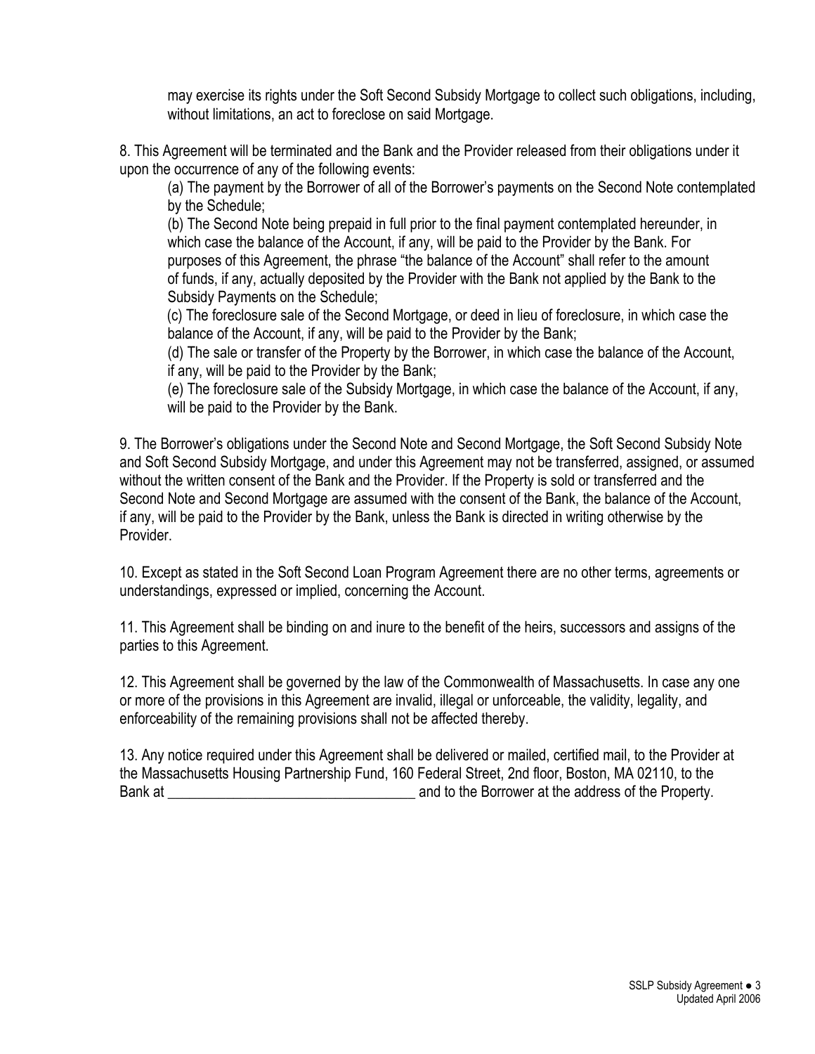may exercise its rights under the Soft Second Subsidy Mortgage to collect such obligations, including, without limitations, an act to foreclose on said Mortgage.

8. This Agreement will be terminated and the Bank and the Provider released from their obligations under it upon the occurrence of any of the following events:

(a) The payment by the Borrower of all of the Borrower's payments on the Second Note contemplated by the Schedule;
(b) The Second Note being prepaid in full prior to the final payment contemplated hereunder, in which case the balance of the Account, if any, will be paid to the Provider by the Bank. For purposes of this Agreement, the phrase "the balance of the Account" shall refer to the amount of funds, if any, actually deposited by the Provider with the Bank not applied by the Bank to the Subsidy Payments on the Schedule;
(c) The foreclosure sale of the Second Mortgage, or deed in lieu of foreclosure, in which case the balance of the Account, if any, will be paid to the Provider by the Bank;
(d) The sale or transfer of the Property by the Borrower, in which case the balance of the Account, if any, will be paid to the Provider by the Bank;
(e) The foreclosure sale of the Subsidy Mortgage, in which case the balance of the Account, if any, will be paid to the Provider by the Bank.

9. The Borrower's obligations under the Second Note and Second Mortgage, the Soft Second Subsidy Note and Soft Second Subsidy Mortgage, and under this Agreement may not be transferred, assigned, or assumed without the written consent of the Bank and the Provider. If the Property is sold or transferred and the Second Note and Second Mortgage are assumed with the consent of the Bank, the balance of the Account, if any, will be paid to the Provider by the Bank, unless the Bank is directed in writing otherwise by the Provider.

10. Except as stated in the Soft Second Loan Program Agreement there are no other terms, agreements or understandings, expressed or implied, concerning the Account.

11. This Agreement shall be binding on and inure to the benefit of the heirs, successors and assigns of the parties to this Agreement.

12. This Agreement shall be governed by the law of the Commonwealth of Massachusetts. In case any one or more of the provisions in this Agreement are invalid, illegal or unforceable, the validity, legality, and enforceability of the remaining provisions shall not be affected thereby.

13. Any notice required under this Agreement shall be delivered or mailed, certified mail, to the Provider at the Massachusetts Housing Partnership Fund, 160 Federal Street, 2nd floor, Boston, MA 02110, to the Bank at __________________________________ and to the Borrower at the address of the Property.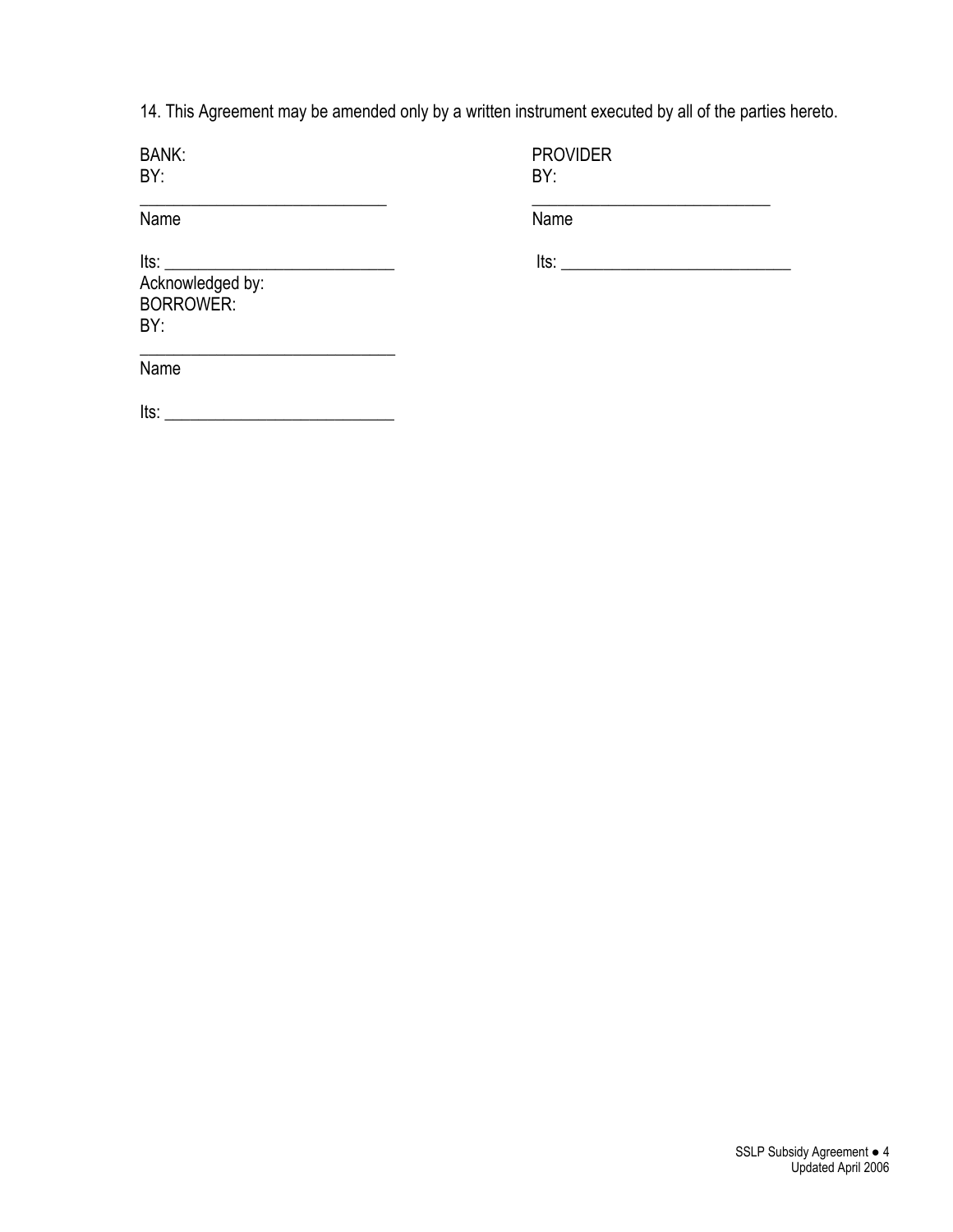14. This Agreement may be amended only by a written instrument executed by all of the parties hereto.

BANK:
BY:

______________________________
Name

Its: ___________________________

PROVIDER
BY:

_____________________________
Name

Its: ___________________________

Acknowledged by:
BORROWER:
BY:

_______________________________
Name

Its: ___________________________

SSLP Subsidy Agreement ● 4
Updated April 2006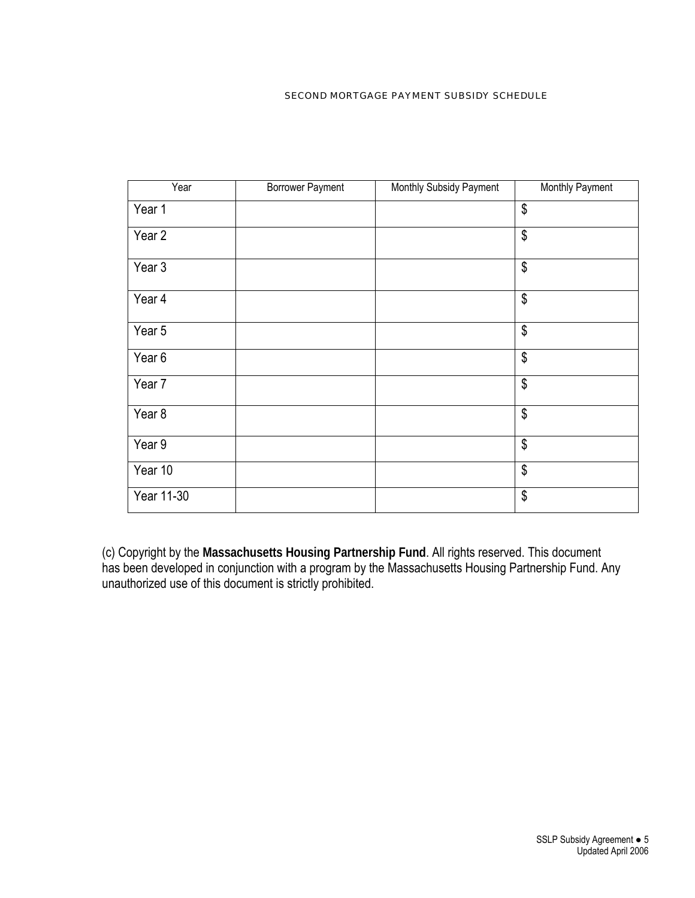## SECOND MORTGAGE PAYMENT SUBSIDY SCHEDULE

| Year | Borrower Payment | Monthly Subsidy Payment | Monthly Payment |
|---|---|---|---|
| Year 1 | | | $ |
| Year 2 | | | $ |
| Year 3 | | | $ |
| Year 4 | | | $ |
| Year 5 | | | $ |
| Year 6 | | | $ |
| Year 7 | | | $ |
| Year 8 | | | $ |
| Year 9 | | | $ |
| Year 10 | | | $ |
| Year 11-30 | | | $ |

(c) Copyright by the **Massachusetts Housing Partnership Fund**. All rights reserved. This document has been developed in conjunction with a program by the Massachusetts Housing Partnership Fund. Any unauthorized use of this document is strictly prohibited.